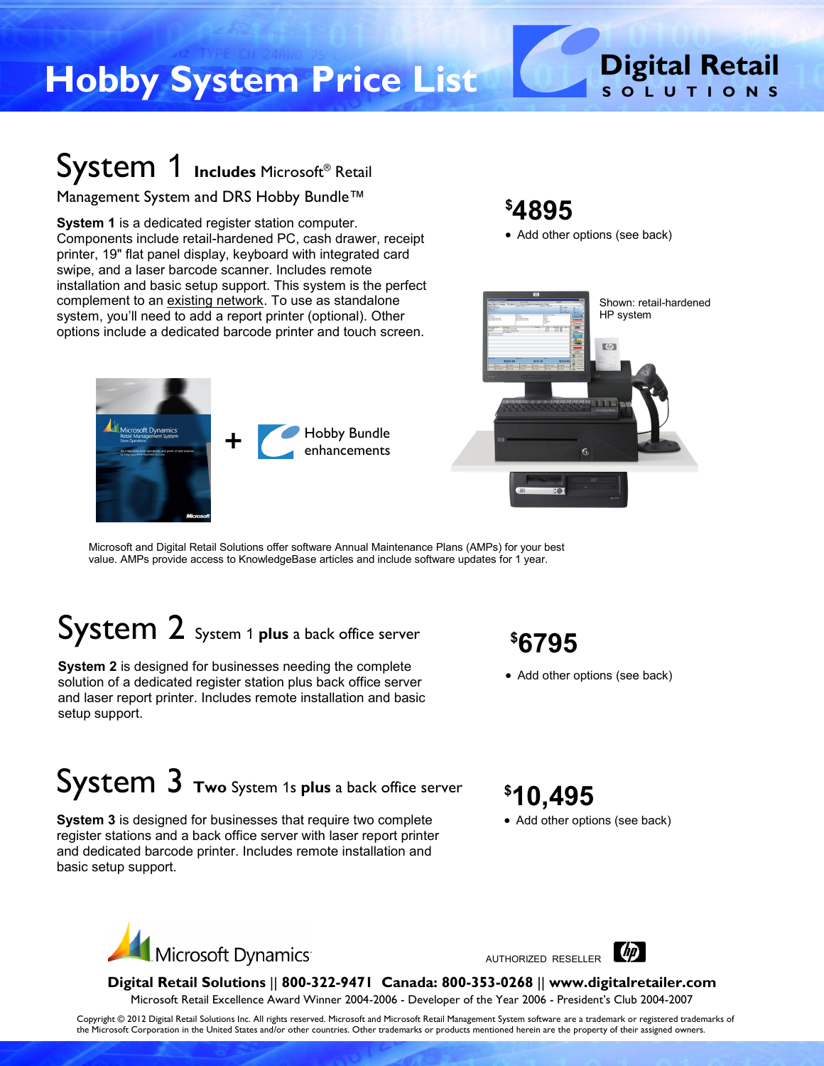# Hobby System Price List

Digital Retail SOLUTIONS

## System 1 Includes Microsoft® Retail Management System and DRS Hobby Bundle™

**System 1** is a dedicated register station computer. Components include retail-hardened PC, cash drawer, receipt printer, 19" flat panel display, keyboard with integrated card swipe, and a laser barcode scanner. Includes remote installation and basic setup support. This system is the perfect complement to an existing network. To use as standalone system, you'll need to add a report printer (optional). Other options include a dedicated barcode printer and touch screen.

**$4895**

- Add other options (see back)

Shown: retail-hardened HP system

+ Hobby Bundle enhancements

Microsoft and Digital Retail Solutions offer software Annual Maintenance Plans (AMPs) for your best value. AMPs provide access to KnowledgeBase articles and include software updates for 1 year.

## System 2 System 1 plus a back office server

**System 2** is designed for businesses needing the complete solution of a dedicated register station plus back office server and laser report printer. Includes remote installation and basic setup support.

**$6795**

- Add other options (see back)

## System 3 Two System 1s plus a back office server

**System 3** is designed for businesses that require two complete register stations and a back office server with laser report printer and dedicated barcode printer. Includes remote installation and basic setup support.

**$10,495**

- Add other options (see back)

Microsoft Dynamics

AUTHORIZED RESELLER

**Digital Retail Solutions || 800-322-9471 Canada: 800-353-0268 || www.digitalretailer.com**

Microsoft Retail Excellence Award Winner 2004-2006 - Developer of the Year 2006 - President's Club 2004-2007

Copyright © 2012 Digital Retail Solutions Inc. All rights reserved. Microsoft and Microsoft Retail Management System software are a trademark or registered trademarks of the Microsoft Corporation in the United States and/or other countries. Other trademarks or products mentioned herein are the property of their assigned owners.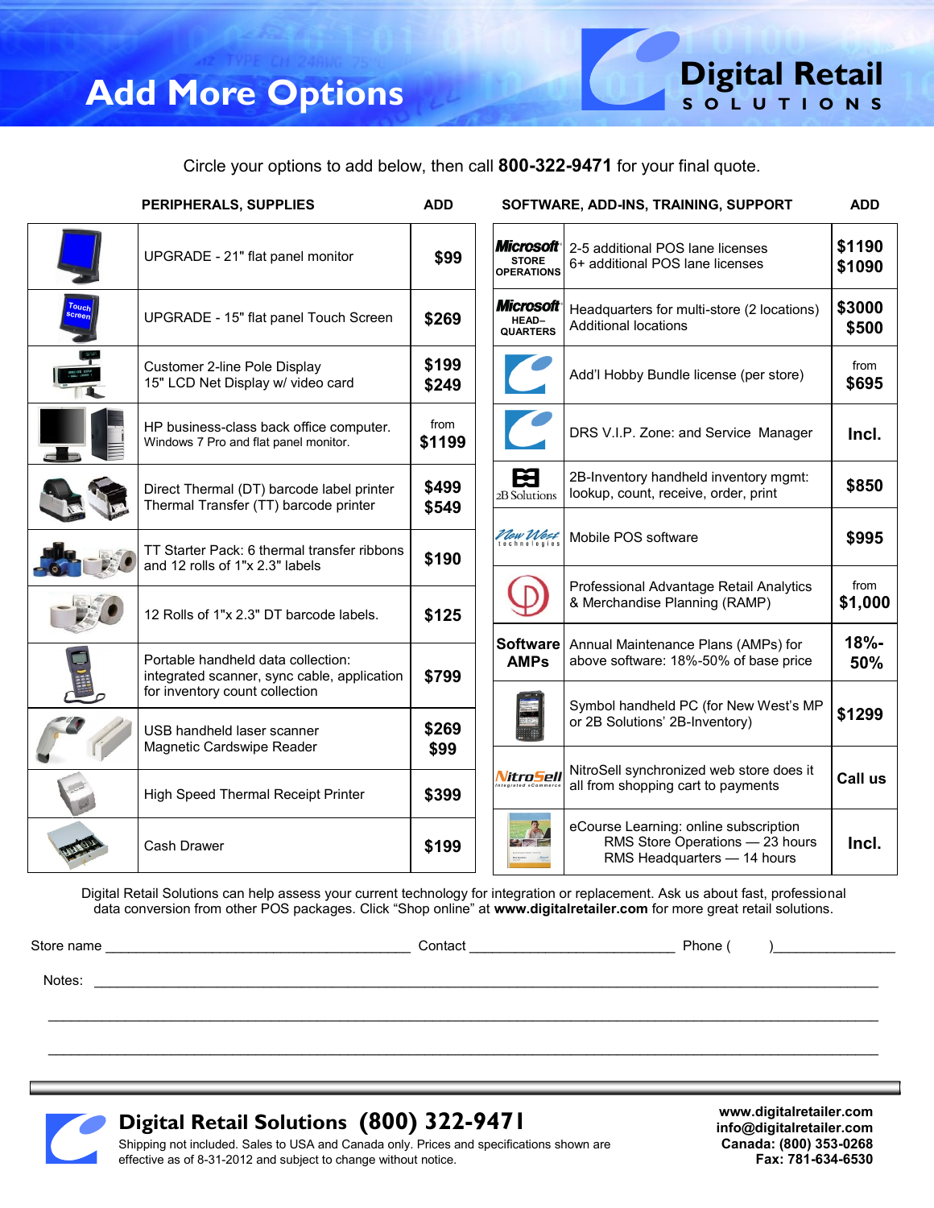# Add More Options

**Digital Retail SOLUTIONS**

Circle your options to add below, then call **800-322-9471** for your final quote.

| PERIPHERALS, SUPPLIES | ADD |
|---|---|
| UPGRADE - 21" flat panel monitor | $99 |
| UPGRADE - 15" flat panel Touch Screen | $269 |
| Customer 2-line Pole Display<br>15" LCD Net Display w/ video card | $199<br>$249 |
| HP business-class back office computer.<br>Windows 7 Pro and flat panel monitor. | from<br>$1199 |
| Direct Thermal (DT) barcode label printer<br>Thermal Transfer (TT) barcode printer | $499<br>$549 |
| TT Starter Pack: 6 thermal transfer ribbons and 12 rolls of 1"x 2.3" labels | $190 |
| 12 Rolls of 1"x 2.3" DT barcode labels. | $125 |
| Portable handheld data collection: integrated scanner, sync cable, application for inventory count collection | $799 |
| USB handheld laser scanner<br>Magnetic Cardswipe Reader | $269<br>$99 |
| High Speed Thermal Receipt Printer | $399 |
| Cash Drawer | $199 |

| | SOFTWARE, ADD-INS, TRAINING, SUPPORT | ADD |
|---|---|---|
| Microsoft STORE OPERATIONS | 2-5 additional POS lane licenses<br>6+ additional POS lane licenses | $1190<br>$1090 |
| Microsoft HEAD–QUARTERS | Headquarters for multi-store (2 locations)<br>Additional locations | $3000<br>$500 |
| | Add'l Hobby Bundle license (per store) | from<br>$695 |
| | DRS V.I.P. Zone: and Service Manager | Incl. |
| 2B Solutions | 2B-Inventory handheld inventory mgmt: lookup, count, receive, order, print | $850 |
| New West technologies | Mobile POS software | $995 |
| | Professional Advantage Retail Analytics & Merchandise Planning (RAMP) | from<br>$1,000 |
| Software AMPs | Annual Maintenance Plans (AMPs) for above software: 18%-50% of base price | 18%-<br>50% |
| | Symbol handheld PC (for New West's MP or 2B Solutions' 2B-Inventory) | $1299 |
| NitroSell Integrated eCommerce | NitroSell synchronized web store does it all from shopping cart to payments | Call us |
| | eCourse Learning: online subscription<br>RMS Store Operations — 23 hours<br>RMS Headquarters — 14 hours | Incl. |

Digital Retail Solutions can help assess your current technology for integration or replacement. Ask us about fast, professional data conversion from other POS packages. Click "Shop online" at **www.digitalretailer.com** for more great retail solutions.

Store name ______________________________ Contact ______________________ Phone ( )_____________

Notes: ________________________________________________________________________

________________________________________________________________________

________________________________________________________________________

**Digital Retail Solutions (800) 322-9471**

Shipping not included. Sales to USA and Canada only. Prices and specifications shown are effective as of 8-31-2012 and subject to change without notice.

**www.digitalretailer.com**
**info@digitalretailer.com**
**Canada: (800) 353-0268**
**Fax: 781-634-6530**